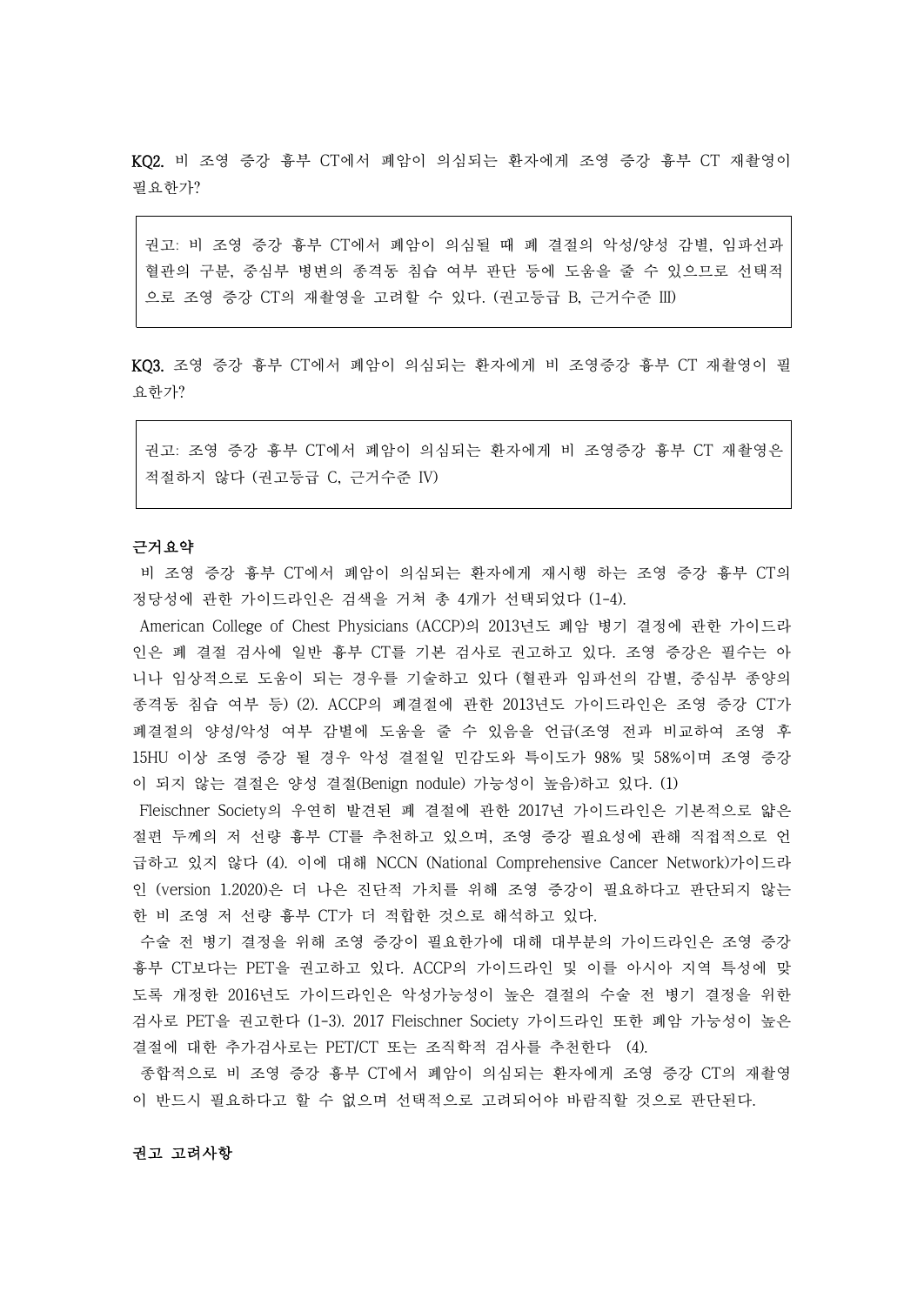**KQ2.** 비 조영 증강 흉부 CT에서 폐암이 의심되는 환자에게 조영 증강 흉부 CT 재촬영이 필요한가?

> 권고: 비 조영 증강 흉부 CT에서 폐암이 의심될 때 폐 결절의 악성/양성 감별, 임파선과 혈관의 구분, 중심부 병변의 종격동 침습 여부 판단 등에 도움을 줄 수 있으므로 선택적으로 조영 증강 CT의 재촬영을 고려할 수 있다. (권고등급 B, 근거수준 Ⅲ)

**KQ3.** 조영 증강 흉부 CT에서 폐암이 의심되는 환자에게 비 조영증강 흉부 CT 재촬영이 필요한가?

> 권고: 조영 증강 흉부 CT에서 폐암이 의심되는 환자에게 비 조영증강 흉부 CT 재촬영은 적절하지 않다 (권고등급 C, 근거수준 Ⅳ)

**근거요약**

비 조영 증강 흉부 CT에서 폐암이 의심되는 환자에게 재시행 하는 조영 증강 흉부 CT의 정당성에 관한 가이드라인은 검색을 거쳐 총 4개가 선택되었다 (1-4).

American College of Chest Physicians (ACCP)의 2013년도 폐암 병기 결정에 관한 가이드라인은 폐 결절 검사에 일반 흉부 CT를 기본 검사로 권고하고 있다. 조영 증강은 필수는 아니나 임상적으로 도움이 되는 경우를 기술하고 있다 (혈관과 임파선의 감별, 중심부 종양의 종격동 침습 여부 등) (2). ACCP의 폐결절에 관한 2013년도 가이드라인은 조영 증강 CT가 폐결절의 양성/악성 여부 감별에 도움을 줄 수 있음을 언급(조영 전과 비교하여 조영 후 15HU 이상 조영 증강 될 경우 악성 결절일 민감도와 특이도가 98% 및 58%이며 조영 증강이 되지 않는 결절은 양성 결절(Benign nodule) 가능성이 높음)하고 있다. (1)

Fleischner Society의 우연히 발견된 폐 결절에 관한 2017년 가이드라인은 기본적으로 얇은 절편 두께의 저 선량 흉부 CT를 추천하고 있으며, 조영 증강 필요성에 관해 직접적으로 언급하고 있지 않다 (4). 이에 대해 NCCN (National Comprehensive Cancer Network)가이드라인 (version 1.2020)은 더 나은 진단적 가치를 위해 조영 증강이 필요하다고 판단되지 않는 한 비 조영 저 선량 흉부 CT가 더 적합한 것으로 해석하고 있다.

수술 전 병기 결정을 위해 조영 증강이 필요한가에 대해 대부분의 가이드라인은 조영 증강 흉부 CT보다는 PET을 권고하고 있다. ACCP의 가이드라인 및 이를 아시아 지역 특성에 맞도록 개정한 2016년도 가이드라인은 악성가능성이 높은 결절의 수술 전 병기 결정을 위한 검사로 PET을 권고한다 (1-3). 2017 Fleischner Society 가이드라인 또한 폐암 가능성이 높은 결절에 대한 추가검사로는 PET/CT 또는 조직학적 검사를 추천한다 (4).

종합적으로 비 조영 증강 흉부 CT에서 폐암이 의심되는 환자에게 조영 증강 CT의 재촬영이 반드시 필요하다고 할 수 없으며 선택적으로 고려되어야 바람직할 것으로 판단된다.

**권고 고려사항**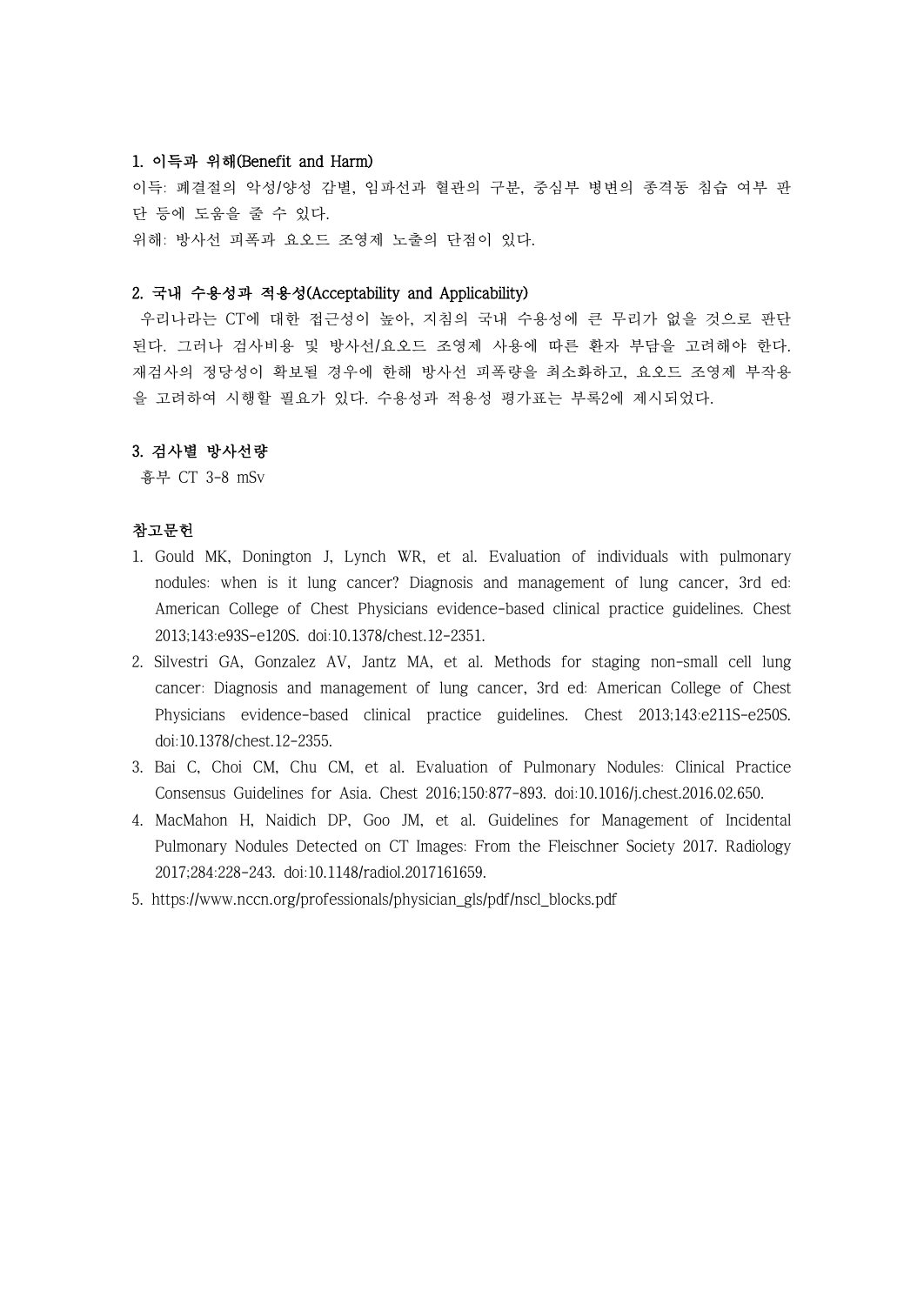### 1. 이득과 위해(Benefit and Harm)

이득: 폐결절의 악성/양성 감별, 임파선과 혈관의 구분, 중심부 병변의 종격동 침습 여부 판단 등에 도움을 줄 수 있다.

위해: 방사선 피폭과 요오드 조영제 노출의 단점이 있다.

### 2. 국내 수용성과 적용성(Acceptability and Applicability)

우리나라는 CT에 대한 접근성이 높아, 지침의 국내 수용성에 큰 무리가 없을 것으로 판단된다. 그러나 검사비용 및 방사선/요오드 조영제 사용에 따른 환자 부담을 고려해야 한다. 재검사의 정당성이 확보될 경우에 한해 방사선 피폭량을 최소화하고, 요오드 조영제 부작용을 고려하여 시행할 필요가 있다. 수용성과 적용성 평가표는 부록2에 제시되었다.

### 3. 검사별 방사선량

흉부 CT 3-8 mSv

### 참고문헌

1. Gould MK, Donington J, Lynch WR, et al. Evaluation of individuals with pulmonary nodules: when is it lung cancer? Diagnosis and management of lung cancer, 3rd ed: American College of Chest Physicians evidence-based clinical practice guidelines. Chest 2013;143:e93S-e120S. doi:10.1378/chest.12-2351.
2. Silvestri GA, Gonzalez AV, Jantz MA, et al. Methods for staging non-small cell lung cancer: Diagnosis and management of lung cancer, 3rd ed: American College of Chest Physicians evidence-based clinical practice guidelines. Chest 2013;143:e211S-e250S. doi:10.1378/chest.12-2355.
3. Bai C, Choi CM, Chu CM, et al. Evaluation of Pulmonary Nodules: Clinical Practice Consensus Guidelines for Asia. Chest 2016;150:877-893. doi:10.1016/j.chest.2016.02.650.
4. MacMahon H, Naidich DP, Goo JM, et al. Guidelines for Management of Incidental Pulmonary Nodules Detected on CT Images: From the Fleischner Society 2017. Radiology 2017;284:228-243. doi:10.1148/radiol.2017161659.
5. https://www.nccn.org/professionals/physician_gls/pdf/nscl_blocks.pdf